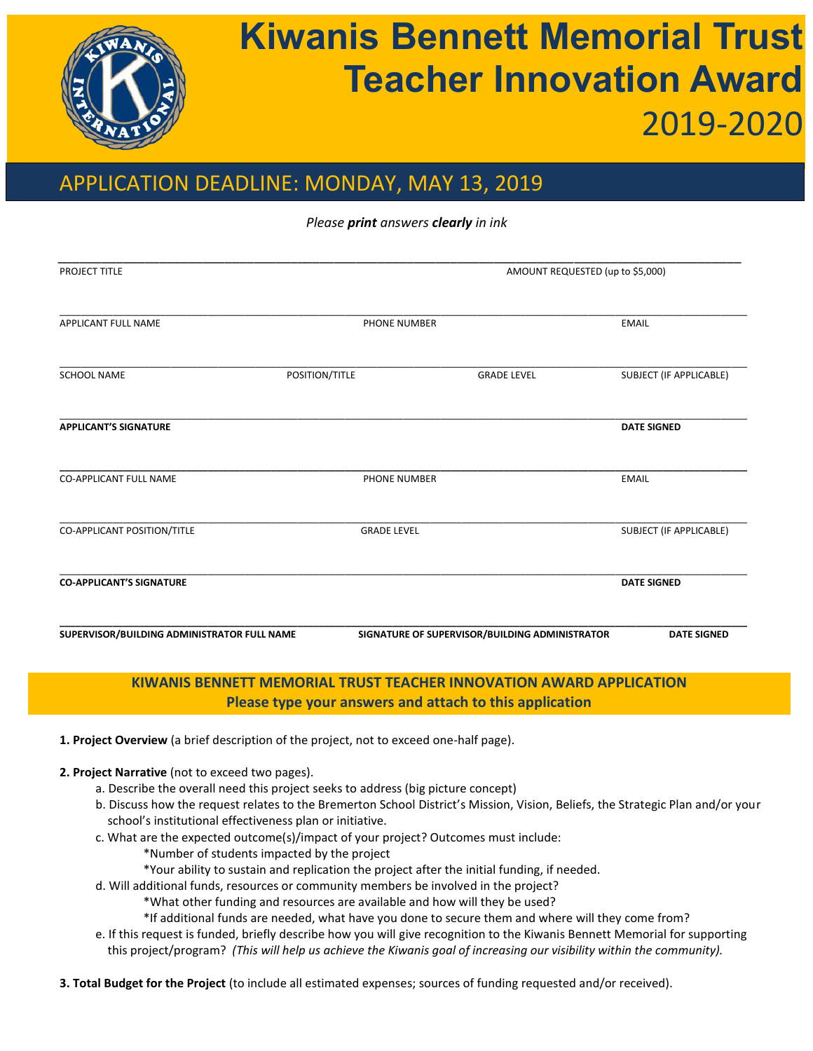# Kiwanis Bennett Memorial Trust Teacher Innovation Award 2019-2020

## APPLICATION DEADLINE: MONDAY, MAY 13, 2019

*Please **print** answers **clearly** in ink*

______________________________________________________________________________

PROJECT TITLE | AMOUNT REQUESTED (up to $5,000)

______________________________________________________________________________

APPLICANT FULL NAME | PHONE NUMBER | EMAIL

______________________________________________________________________________

SCHOOL NAME | POSITION/TITLE | GRADE LEVEL | SUBJECT (IF APPLICABLE)

______________________________________________________________________________

**APPLICANT'S SIGNATURE** | **DATE SIGNED**

______________________________________________________________________________

CO-APPLICANT FULL NAME | PHONE NUMBER | EMAIL

______________________________________________________________________________

CO-APPLICANT POSITION/TITLE | GRADE LEVEL | SUBJECT (IF APPLICABLE)

______________________________________________________________________________

**CO-APPLICANT'S SIGNATURE** | **DATE SIGNED**

______________________________________________________________________________

**SUPERVISOR/BUILDING ADMINISTRATOR FULL NAME** | **SIGNATURE OF SUPERVISOR/BUILDING ADMINISTRATOR** | **DATE SIGNED**

## KIWANIS BENNETT MEMORIAL TRUST TEACHER INNOVATION AWARD APPLICATION
### Please type your answers and attach to this application

**1. Project Overview** (a brief description of the project, not to exceed one-half page).

**2. Project Narrative** (not to exceed two pages).

a. Describe the overall need this project seeks to address (big picture concept)

b. Discuss how the request relates to the Bremerton School District's Mission, Vision, Beliefs, the Strategic Plan and/or your school's institutional effectiveness plan or initiative.

c. What are the expected outcome(s)/impact of your project? Outcomes must include:
  - *Number of students impacted by the project
  - *Your ability to sustain and replication the project after the initial funding, if needed.

d. Will additional funds, resources or community members be involved in the project?
  - *What other funding and resources are available and how will they be used?
  - *If additional funds are needed, what have you done to secure them and where will they come from?

e. If this request is funded, briefly describe how you will give recognition to the Kiwanis Bennett Memorial for supporting this project/program? *(This will help us achieve the Kiwanis goal of increasing our visibility within the community).*

**3. Total Budget for the Project** (to include all estimated expenses; sources of funding requested and/or received).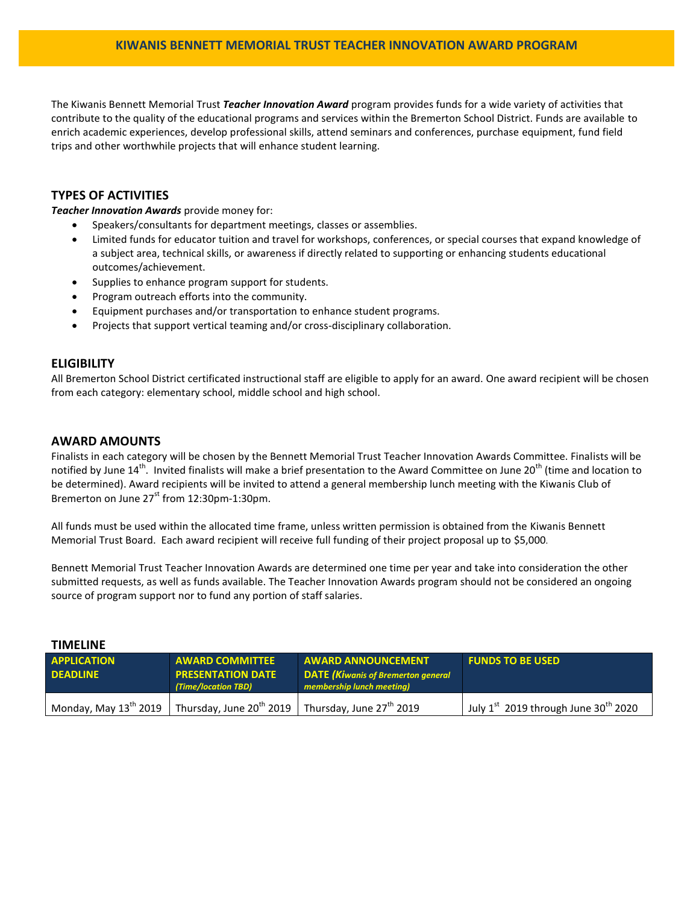# KIWANIS BENNETT MEMORIAL TRUST TEACHER INNOVATION AWARD PROGRAM

The Kiwanis Bennett Memorial Trust ***Teacher Innovation Award*** program provides funds for a wide variety of activities that contribute to the quality of the educational programs and services within the Bremerton School District. Funds are available to enrich academic experiences, develop professional skills, attend seminars and conferences, purchase equipment, fund field trips and other worthwhile projects that will enhance student learning.

## TYPES OF ACTIVITIES

***Teacher Innovation Awards*** provide money for:

- Speakers/consultants for department meetings, classes or assemblies.
- Limited funds for educator tuition and travel for workshops, conferences, or special courses that expand knowledge of a subject area, technical skills, or awareness if directly related to supporting or enhancing students educational outcomes/achievement.
- Supplies to enhance program support for students.
- Program outreach efforts into the community.
- Equipment purchases and/or transportation to enhance student programs.
- Projects that support vertical teaming and/or cross-disciplinary collaboration.

## ELIGIBILITY

All Bremerton School District certificated instructional staff are eligible to apply for an award. One award recipient will be chosen from each category: elementary school, middle school and high school.

## AWARD AMOUNTS

Finalists in each category will be chosen by the Bennett Memorial Trust Teacher Innovation Awards Committee. Finalists will be notified by June 14th. Invited finalists will make a brief presentation to the Award Committee on June 20th (time and location to be determined). Award recipients will be invited to attend a general membership lunch meeting with the Kiwanis Club of Bremerton on June 27st from 12:30pm-1:30pm.

All funds must be used within the allocated time frame, unless written permission is obtained from the Kiwanis Bennett Memorial Trust Board. Each award recipient will receive full funding of their project proposal up to $5,000.

Bennett Memorial Trust Teacher Innovation Awards are determined one time per year and take into consideration the other submitted requests, as well as funds available. The Teacher Innovation Awards program should not be considered an ongoing source of program support nor to fund any portion of staff salaries.

## TIMELINE

| APPLICATION DEADLINE | AWARD COMMITTEE PRESENTATION DATE *(Time/location TBD)* | AWARD ANNOUNCEMENT DATE *(Kiwanis of Bremerton general membership lunch meeting)* | FUNDS TO BE USED |
|---|---|---|---|
| Monday, May 13th 2019 | Thursday, June 20th 2019 | Thursday, June 27th 2019 | July 1st 2019 through June 30th 2020 |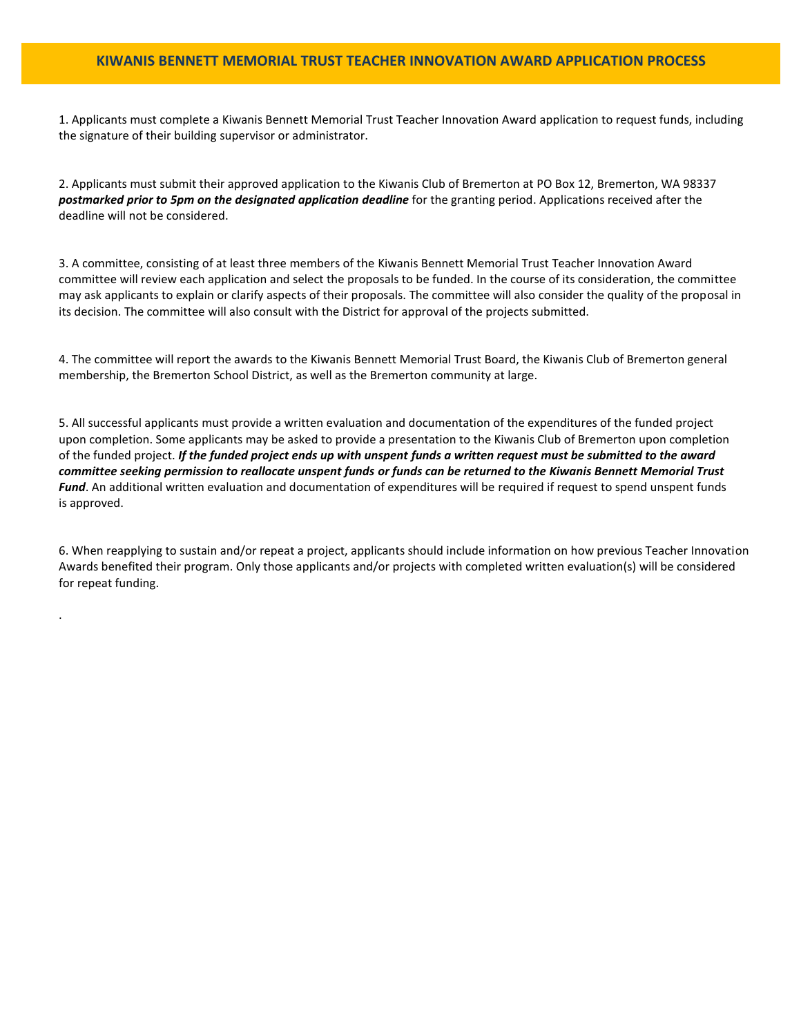## KIWANIS BENNETT MEMORIAL TRUST TEACHER INNOVATION AWARD APPLICATION PROCESS

1. Applicants must complete a Kiwanis Bennett Memorial Trust Teacher Innovation Award application to request funds, including the signature of their building supervisor or administrator.

2. Applicants must submit their approved application to the Kiwanis Club of Bremerton at PO Box 12, Bremerton, WA 98337 ***postmarked prior to 5pm on the designated application deadline*** for the granting period. Applications received after the deadline will not be considered.

3. A committee, consisting of at least three members of the Kiwanis Bennett Memorial Trust Teacher Innovation Award committee will review each application and select the proposals to be funded. In the course of its consideration, the committee may ask applicants to explain or clarify aspects of their proposals. The committee will also consider the quality of the proposal in its decision. The committee will also consult with the District for approval of the projects submitted.

4. The committee will report the awards to the Kiwanis Bennett Memorial Trust Board, the Kiwanis Club of Bremerton general membership, the Bremerton School District, as well as the Bremerton community at large.

5. All successful applicants must provide a written evaluation and documentation of the expenditures of the funded project upon completion. Some applicants may be asked to provide a presentation to the Kiwanis Club of Bremerton upon completion of the funded project. ***If the funded project ends up with unspent funds a written request must be submitted to the award committee seeking permission to reallocate unspent funds or funds can be returned to the Kiwanis Bennett Memorial Trust Fund***. An additional written evaluation and documentation of expenditures will be required if request to spend unspent funds is approved.

6. When reapplying to sustain and/or repeat a project, applicants should include information on how previous Teacher Innovation Awards benefited their program. Only those applicants and/or projects with completed written evaluation(s) will be considered for repeat funding.

.